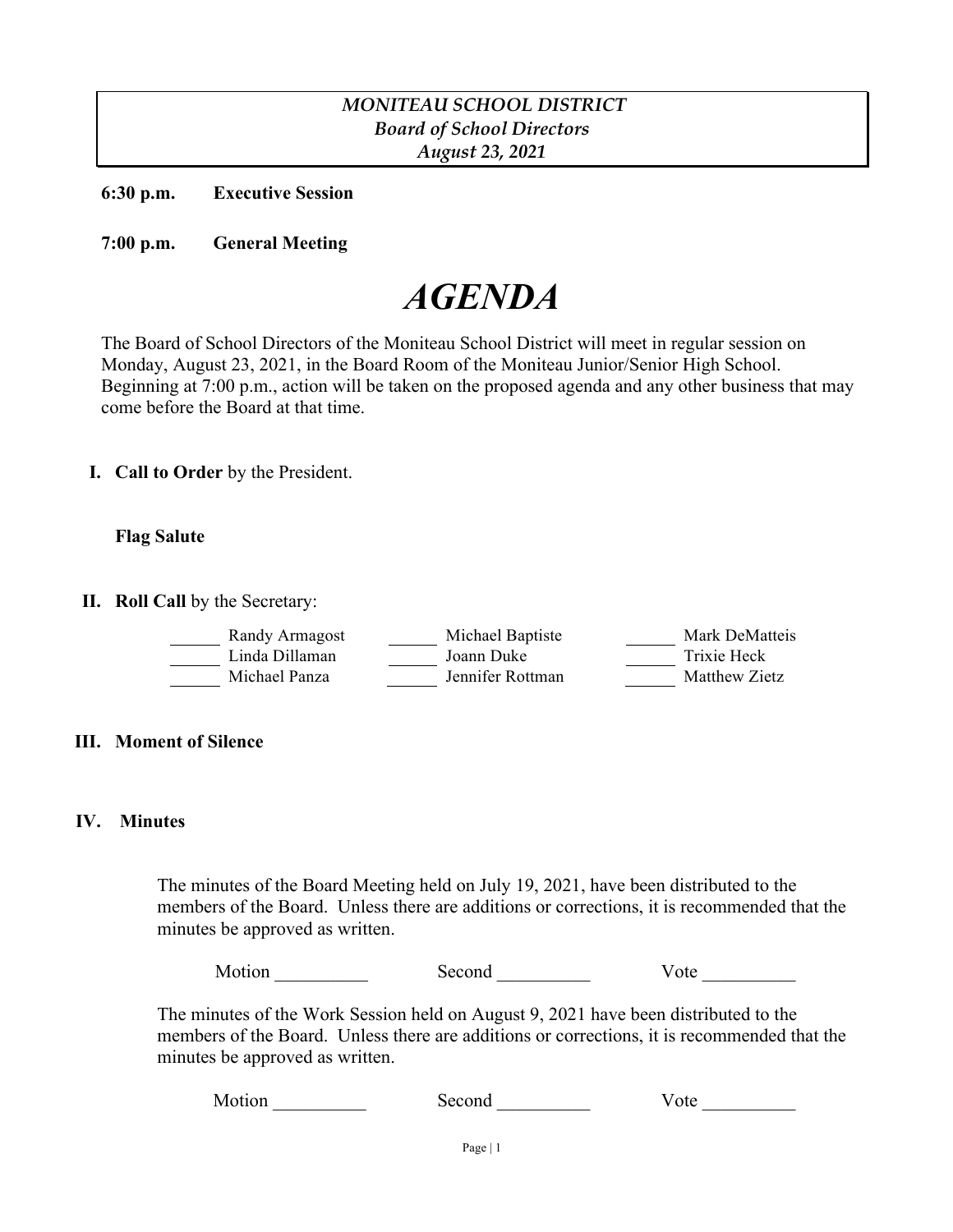***MONITEAU SCHOOL DISTRICT***
***Board of School Directors***
***August 23, 2021***

**6:30 p.m.** **Executive Session**

**7:00 p.m.** **General Meeting**

# *AGENDA*

The Board of School Directors of the Moniteau School District will meet in regular session on Monday, August 23, 2021, in the Board Room of the Moniteau Junior/Senior High School. Beginning at 7:00 p.m., action will be taken on the proposed agenda and any other business that may come before the Board at that time.

**I. Call to Order** by the President.

**Flag Salute**

**II. Roll Call** by the Secretary:

| | | |
|---|---|---|
| ______ Randy Armagost | ______ Michael Baptiste | ______ Mark DeMatteis |
| ______ Linda Dillaman | ______ Joann Duke | ______ Trixie Heck |
| ______ Michael Panza | ______ Jennifer Rottman | ______ Matthew Zietz |

**III. Moment of Silence**

**IV. Minutes**

The minutes of the Board Meeting held on July 19, 2021, have been distributed to the members of the Board. Unless there are additions or corrections, it is recommended that the minutes be approved as written.

Motion __________ Second __________ Vote __________

The minutes of the Work Session held on August 9, 2021 have been distributed to the members of the Board. Unless there are additions or corrections, it is recommended that the minutes be approved as written.

Motion __________ Second __________ Vote __________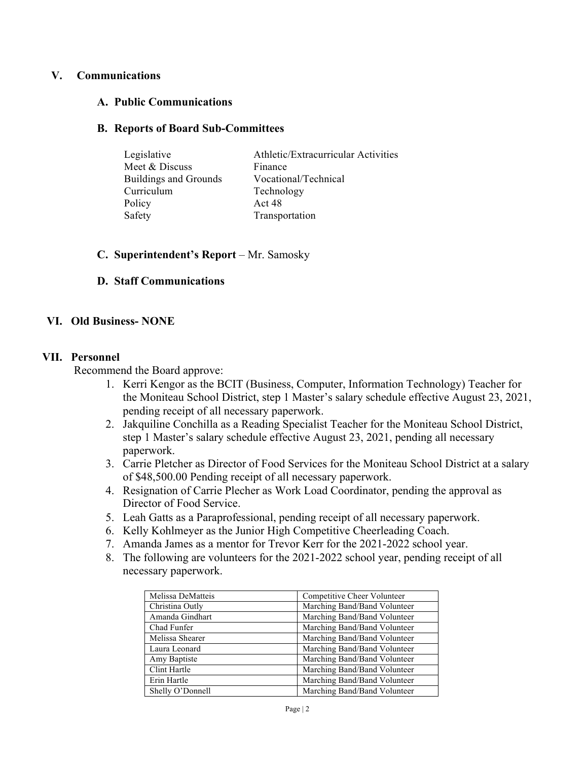## V. Communications

### A. Public Communications

### B. Reports of Board Sub-Committees

| | |
|---|---|
| Legislative | Athletic/Extracurricular Activities |
| Meet & Discuss | Finance |
| Buildings and Grounds | Vocational/Technical |
| Curriculum | Technology |
| Policy | Act 48 |
| Safety | Transportation |

### C. Superintendent's Report – Mr. Samosky

### D. Staff Communications

## VI. Old Business- NONE

## VII. Personnel

Recommend the Board approve:

1. Kerri Kengor as the BCIT (Business, Computer, Information Technology) Teacher for the Moniteau School District, step 1 Master's salary schedule effective August 23, 2021, pending receipt of all necessary paperwork.
2. Jakquiline Conchilla as a Reading Specialist Teacher for the Moniteau School District, step 1 Master's salary schedule effective August 23, 2021, pending all necessary paperwork.
3. Carrie Pletcher as Director of Food Services for the Moniteau School District at a salary of $48,500.00 Pending receipt of all necessary paperwork.
4. Resignation of Carrie Plecher as Work Load Coordinator, pending the approval as Director of Food Service.
5. Leah Gatts as a Paraprofessional, pending receipt of all necessary paperwork.
6. Kelly Kohlmeyer as the Junior High Competitive Cheerleading Coach.
7. Amanda James as a mentor for Trevor Kerr for the 2021-2022 school year.
8. The following are volunteers for the 2021-2022 school year, pending receipt of all necessary paperwork.

| | |
|---|---|
| Melissa DeMatteis | Competitive Cheer Volunteer |
| Christina Outly | Marching Band/Band Volunteer |
| Amanda Gindhart | Marching Band/Band Volunteer |
| Chad Funfer | Marching Band/Band Volunteer |
| Melissa Shearer | Marching Band/Band Volunteer |
| Laura Leonard | Marching Band/Band Volunteer |
| Amy Baptiste | Marching Band/Band Volunteer |
| Clint Hartle | Marching Band/Band Volunteer |
| Erin Hartle | Marching Band/Band Volunteer |
| Shelly O'Donnell | Marching Band/Band Volunteer |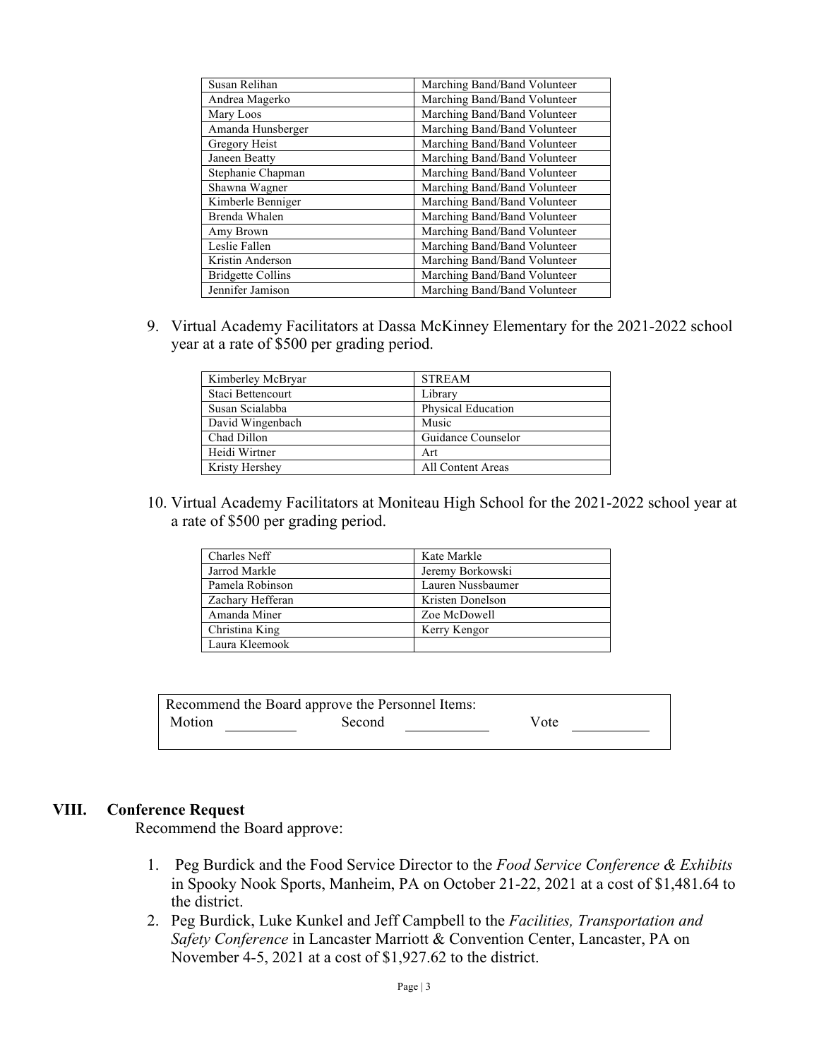| | |
|---|---|
| Susan Relihan | Marching Band/Band Volunteer |
| Andrea Magerko | Marching Band/Band Volunteer |
| Mary Loos | Marching Band/Band Volunteer |
| Amanda Hunsberger | Marching Band/Band Volunteer |
| Gregory Heist | Marching Band/Band Volunteer |
| Janeen Beatty | Marching Band/Band Volunteer |
| Stephanie Chapman | Marching Band/Band Volunteer |
| Shawna Wagner | Marching Band/Band Volunteer |
| Kimberle Benniger | Marching Band/Band Volunteer |
| Brenda Whalen | Marching Band/Band Volunteer |
| Amy Brown | Marching Band/Band Volunteer |
| Leslie Fallen | Marching Band/Band Volunteer |
| Kristin Anderson | Marching Band/Band Volunteer |
| Bridgette Collins | Marching Band/Band Volunteer |
| Jennifer Jamison | Marching Band/Band Volunteer |

9. Virtual Academy Facilitators at Dassa McKinney Elementary for the 2021-2022 school year at a rate of $500 per grading period.

| | |
|---|---|
| Kimberley McBryar | STREAM |
| Staci Bettencourt | Library |
| Susan Scialabba | Physical Education |
| David Wingenbach | Music |
| Chad Dillon | Guidance Counselor |
| Heidi Wirtner | Art |
| Kristy Hershey | All Content Areas |

10. Virtual Academy Facilitators at Moniteau High School for the 2021-2022 school year at a rate of $500 per grading period.

| | |
|---|---|
| Charles Neff | Kate Markle |
| Jarrod Markle | Jeremy Borkowski |
| Pamela Robinson | Lauren Nussbaumer |
| Zachary Hefferan | Kristen Donelson |
| Amanda Miner | Zoe McDowell |
| Christina King | Kerry Kengor |
| Laura Kleemook | |

Recommend the Board approve the Personnel Items:
Motion ________ Second ________ Vote ________

## VIII. Conference Request

Recommend the Board approve:

1. Peg Burdick and the Food Service Director to the *Food Service Conference & Exhibits* in Spooky Nook Sports, Manheim, PA on October 21-22, 2021 at a cost of $1,481.64 to the district.
2. Peg Burdick, Luke Kunkel and Jeff Campbell to the *Facilities, Transportation and Safety Conference* in Lancaster Marriott & Convention Center, Lancaster, PA on November 4-5, 2021 at a cost of $1,927.62 to the district.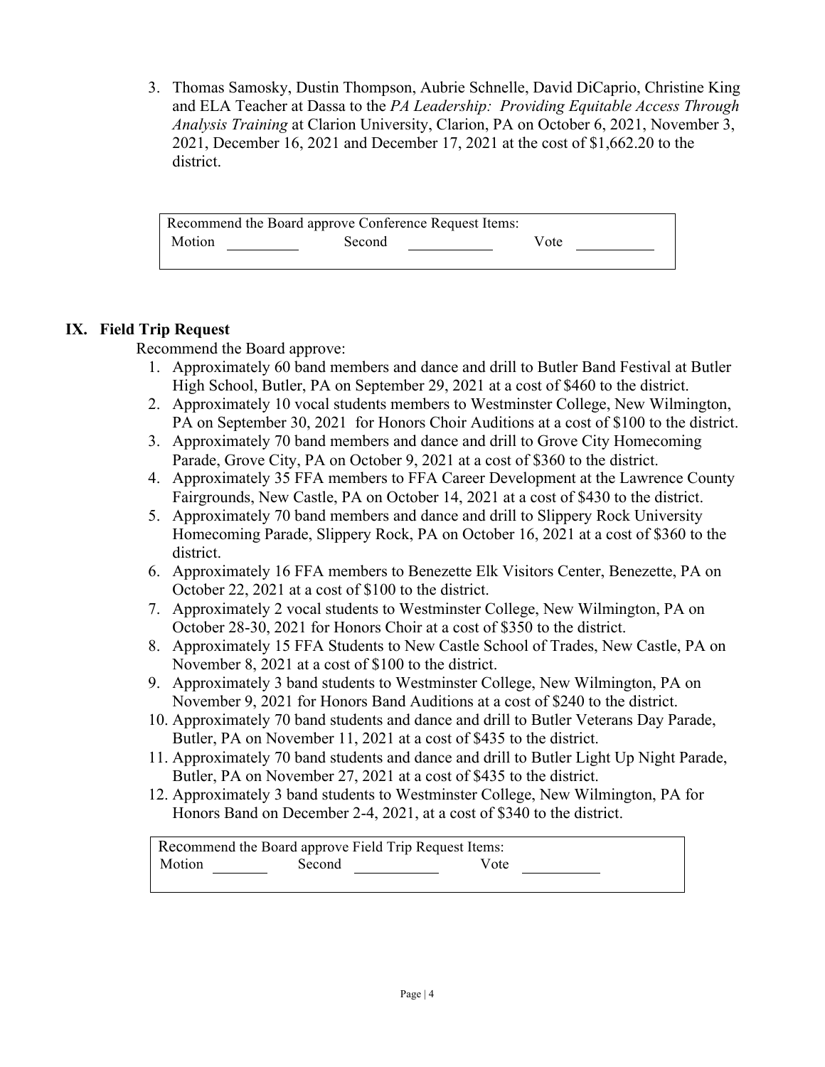3. Thomas Samosky, Dustin Thompson, Aubrie Schnelle, David DiCaprio, Christine King and ELA Teacher at Dassa to the *PA Leadership: Providing Equitable Access Through Analysis Training* at Clarion University, Clarion, PA on October 6, 2021, November 3, 2021, December 16, 2021 and December 17, 2021 at the cost of $1,662.20 to the district.

| Recommend the Board approve Conference Request Items: |
|---|
| Motion \_\_\_\_\_\_\_\_ Second \_\_\_\_\_\_\_\_ Vote \_\_\_\_\_\_\_\_ |

## IX. Field Trip Request

Recommend the Board approve:

1. Approximately 60 band members and dance and drill to Butler Band Festival at Butler High School, Butler, PA on September 29, 2021 at a cost of $460 to the district.
2. Approximately 10 vocal students members to Westminster College, New Wilmington, PA on September 30, 2021 for Honors Choir Auditions at a cost of $100 to the district.
3. Approximately 70 band members and dance and drill to Grove City Homecoming Parade, Grove City, PA on October 9, 2021 at a cost of $360 to the district.
4. Approximately 35 FFA members to FFA Career Development at the Lawrence County Fairgrounds, New Castle, PA on October 14, 2021 at a cost of $430 to the district.
5. Approximately 70 band members and dance and drill to Slippery Rock University Homecoming Parade, Slippery Rock, PA on October 16, 2021 at a cost of $360 to the district.
6. Approximately 16 FFA members to Benezette Elk Visitors Center, Benezette, PA on October 22, 2021 at a cost of $100 to the district.
7. Approximately 2 vocal students to Westminster College, New Wilmington, PA on October 28-30, 2021 for Honors Choir at a cost of $350 to the district.
8. Approximately 15 FFA Students to New Castle School of Trades, New Castle, PA on November 8, 2021 at a cost of $100 to the district.
9. Approximately 3 band students to Westminster College, New Wilmington, PA on November 9, 2021 for Honors Band Auditions at a cost of $240 to the district.
10. Approximately 70 band students and dance and drill to Butler Veterans Day Parade, Butler, PA on November 11, 2021 at a cost of $435 to the district.
11. Approximately 70 band students and dance and drill to Butler Light Up Night Parade, Butler, PA on November 27, 2021 at a cost of $435 to the district.
12. Approximately 3 band students to Westminster College, New Wilmington, PA for Honors Band on December 2-4, 2021, at a cost of $340 to the district.

| Recommend the Board approve Field Trip Request Items: |
|---|
| Motion \_\_\_\_\_\_\_\_ Second \_\_\_\_\_\_\_\_ Vote \_\_\_\_\_\_\_\_ |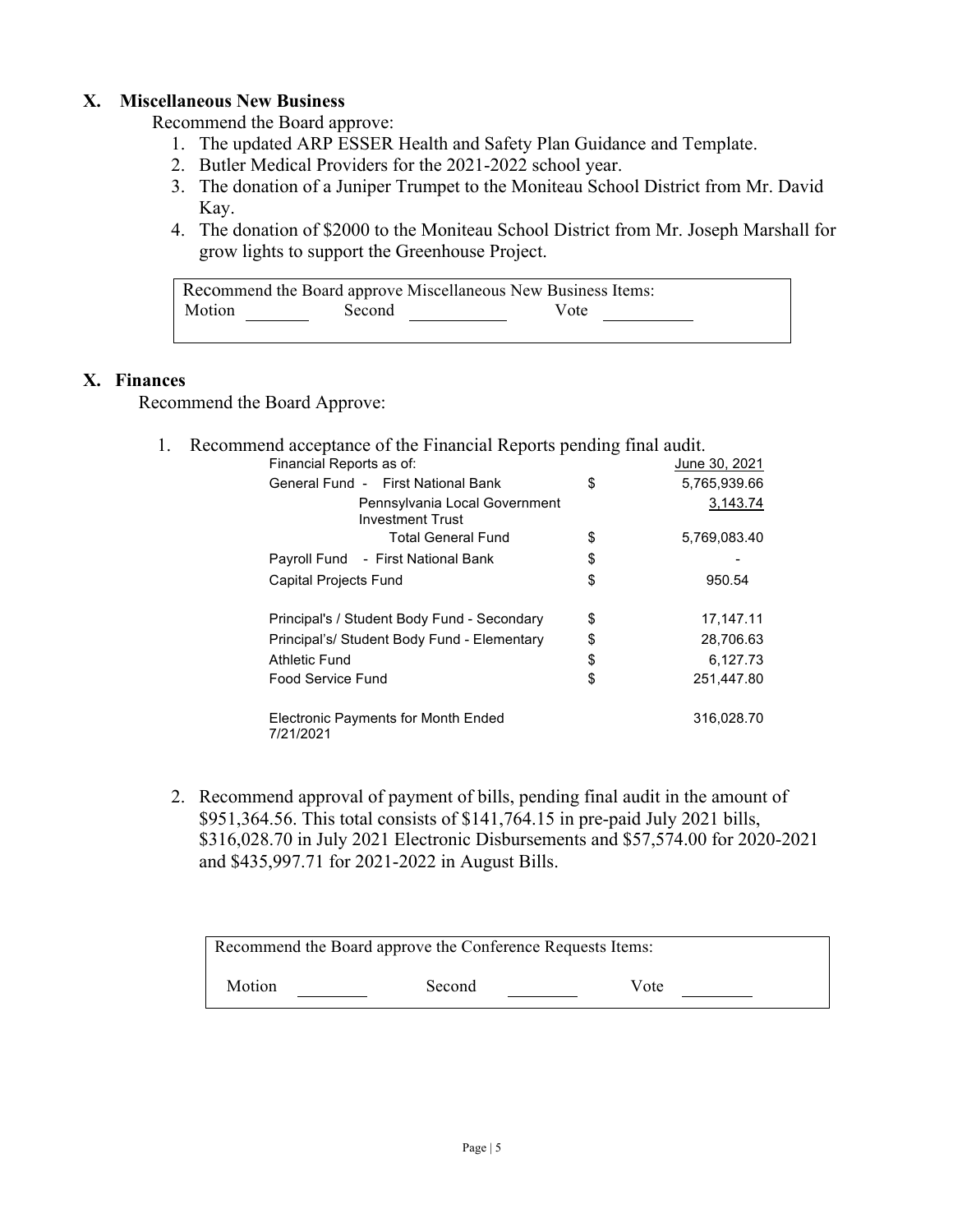## X. Miscellaneous New Business

Recommend the Board approve:

1. The updated ARP ESSER Health and Safety Plan Guidance and Template.
2. Butler Medical Providers for the 2021-2022 school year.
3. The donation of a Juniper Trumpet to the Moniteau School District from Mr. David Kay.
4. The donation of $2000 to the Moniteau School District from Mr. Joseph Marshall for grow lights to support the Greenhouse Project.

| Recommend the Board approve Miscellaneous New Business Items: |
|---|
| Motion \_\_\_\_\_\_\_ Second \_\_\_\_\_\_\_\_\_\_ Vote \_\_\_\_\_\_\_\_\_\_ |

## X. Finances

Recommend the Board Approve:

1. Recommend acceptance of the Financial Reports pending final audit.

| Financial Reports as of: | | June 30, 2021 |
|---|---|---|
| General Fund - First National Bank | $ | 5,765,939.66 |
| Pennsylvania Local Government Investment Trust | | 3,143.74 |
| Total General Fund | $ | 5,769,083.40 |
| Payroll Fund - First National Bank | $ | - |
| Capital Projects Fund | $ | 950.54 |
| Principal's / Student Body Fund - Secondary | $ | 17,147.11 |
| Principal's/ Student Body Fund - Elementary | $ | 28,706.63 |
| Athletic Fund | $ | 6,127.73 |
| Food Service Fund | $ | 251,447.80 |
| Electronic Payments for Month Ended 7/21/2021 | | 316,028.70 |

2. Recommend approval of payment of bills, pending final audit in the amount of $951,364.56. This total consists of $141,764.15 in pre-paid July 2021 bills, $316,028.70 in July 2021 Electronic Disbursements and $57,574.00 for 2020-2021 and $435,997.71 for 2021-2022 in August Bills.

| Recommend the Board approve the Conference Requests Items: |
|---|
| Motion \_\_\_\_\_\_\_ Second \_\_\_\_\_\_\_ Vote \_\_\_\_\_\_\_ |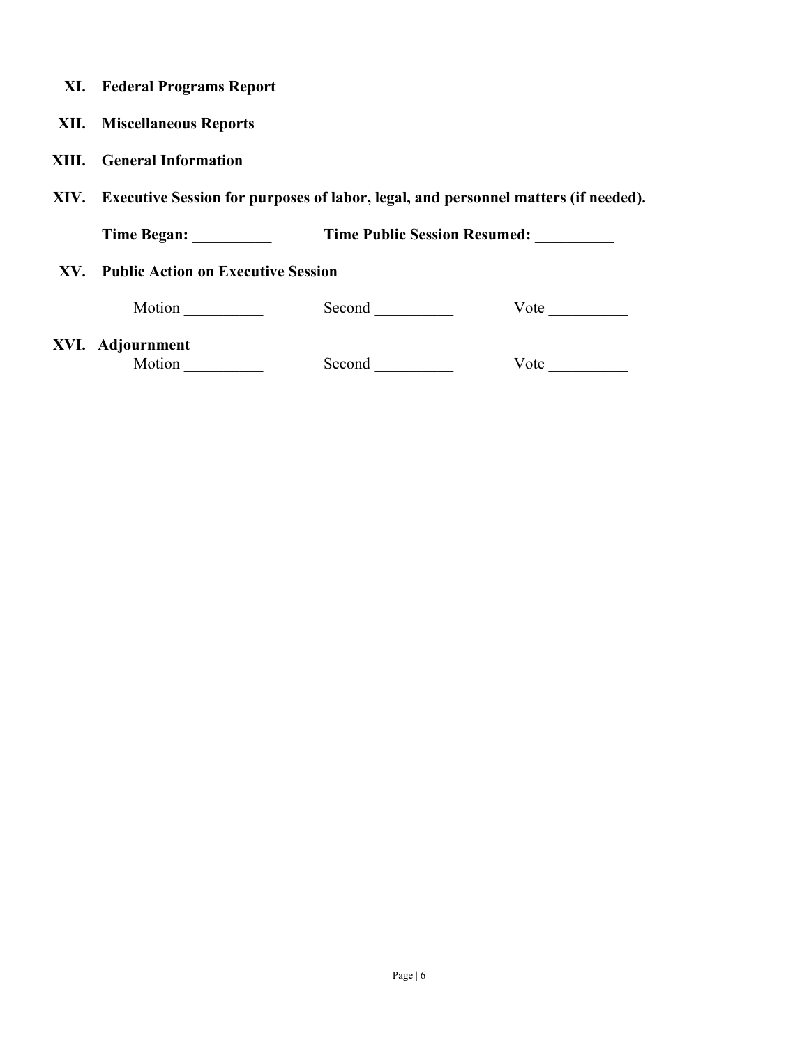**XI. Federal Programs Report**

**XII. Miscellaneous Reports**

**XIII. General Information**

**XIV. Executive Session for purposes of labor, legal, and personnel matters (if needed).**

**Time Began: __________ Time Public Session Resumed: __________**

**XV. Public Action on Executive Session**

Motion __________ Second __________ Vote __________

**XVI. Adjournment**

Motion __________ Second __________ Vote __________